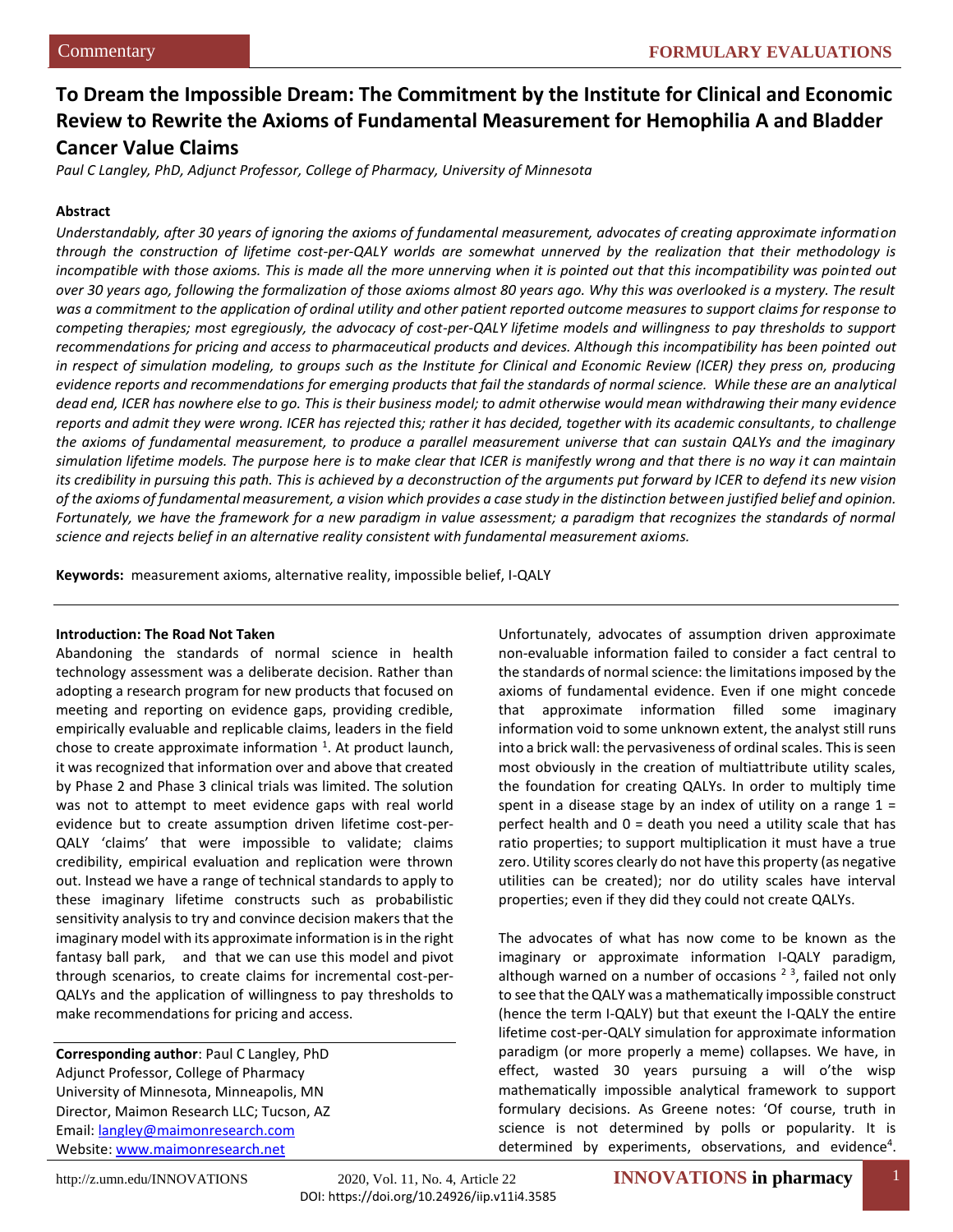Commentary

FORMULARY EVALUATIONS

# To Dream the Impossible Dream: The Commitment by the Institute for Clinical and Economic Review to Rewrite the Axioms of Fundamental Measurement for Hemophilia A and Bladder Cancer Value Claims

*Paul C Langley, PhD, Adjunct Professor, College of Pharmacy, University of Minnesota*

## Abstract

*Understandably, after 30 years of ignoring the axioms of fundamental measurement, advocates of creating approximate information through the construction of lifetime cost-per-QALY worlds are somewhat unnerved by the realization that their methodology is incompatible with those axioms. This is made all the more unnerving when it is pointed out that this incompatibility was pointed out over 30 years ago, following the formalization of those axioms almost 80 years ago. Why this was overlooked is a mystery. The result was a commitment to the application of ordinal utility and other patient reported outcome measures to support claims for response to competing therapies; most egregiously, the advocacy of cost-per-QALY lifetime models and willingness to pay thresholds to support recommendations for pricing and access to pharmaceutical products and devices. Although this incompatibility has been pointed out in respect of simulation modeling, to groups such as the Institute for Clinical and Economic Review (ICER) they press on, producing evidence reports and recommendations for emerging products that fail the standards of normal science. While these are an analytical dead end, ICER has nowhere else to go. This is their business model; to admit otherwise would mean withdrawing their many evidence reports and admit they were wrong. ICER has rejected this; rather it has decided, together with its academic consultants, to challenge the axioms of fundamental measurement, to produce a parallel measurement universe that can sustain QALYs and the imaginary simulation lifetime models. The purpose here is to make clear that ICER is manifestly wrong and that there is no way it can maintain its credibility in pursuing this path. This is achieved by a deconstruction of the arguments put forward by ICER to defend its new vision of the axioms of fundamental measurement, a vision which provides a case study in the distinction between justified belief and opinion. Fortunately, we have the framework for a new paradigm in value assessment; a paradigm that recognizes the standards of normal science and rejects belief in an alternative reality consistent with fundamental measurement axioms.*

**Keywords:** measurement axioms, alternative reality, impossible belief, I-QALY

### Introduction: The Road Not Taken

Abandoning the standards of normal science in health technology assessment was a deliberate decision. Rather than adopting a research program for new products that focused on meeting and reporting on evidence gaps, providing credible, empirically evaluable and replicable claims, leaders in the field chose to create approximate information [1]. At product launch, it was recognized that information over and above that created by Phase 2 and Phase 3 clinical trials was limited. The solution was not to attempt to meet evidence gaps with real world evidence but to create assumption driven lifetime cost-per-QALY 'claims' that were impossible to validate; claims credibility, empirical evaluation and replication were thrown out. Instead we have a range of technical standards to apply to these imaginary lifetime constructs such as probabilistic sensitivity analysis to try and convince decision makers that the imaginary model with its approximate information is in the right fantasy ball park, and that we can use this model and pivot through scenarios, to create claims for incremental cost-per-QALYs and the application of willingness to pay thresholds to make recommendations for pricing and access.

**Corresponding author**: Paul C Langley, PhD
Adjunct Professor, College of Pharmacy
University of Minnesota, Minneapolis, MN
Director, Maimon Research LLC; Tucson, AZ
Email: langley@maimonresearch.com
Website: www.maimonresearch.net

Unfortunately, advocates of assumption driven approximate non-evaluable information failed to consider a fact central to the standards of normal science: the limitations imposed by the axioms of fundamental evidence. Even if one might concede that approximate information filled some imaginary information void to some unknown extent, the analyst still runs into a brick wall: the pervasiveness of ordinal scales. This is seen most obviously in the creation of multiattribute utility scales, the foundation for creating QALYs. In order to multiply time spent in a disease stage by an index of utility on a range 1 = perfect health and 0 = death you need a utility scale that has ratio properties; to support multiplication it must have a true zero. Utility scores clearly do not have this property (as negative utilities can be created); nor do utility scales have interval properties; even if they did they could not create QALYs.

The advocates of what has now come to be known as the imaginary or approximate information I-QALY paradigm, although warned on a number of occasions [2 3], failed not only to see that the QALY was a mathematically impossible construct (hence the term I-QALY) but that exeunt the I-QALY the entire lifetime cost-per-QALY simulation for approximate information paradigm (or more properly a meme) collapses. We have, in effect, wasted 30 years pursuing a will o'the wisp mathematically impossible analytical framework to support formulary decisions. As Greene notes: 'Of course, truth in science is not determined by polls or popularity. It is determined by experiments, observations, and evidence[4].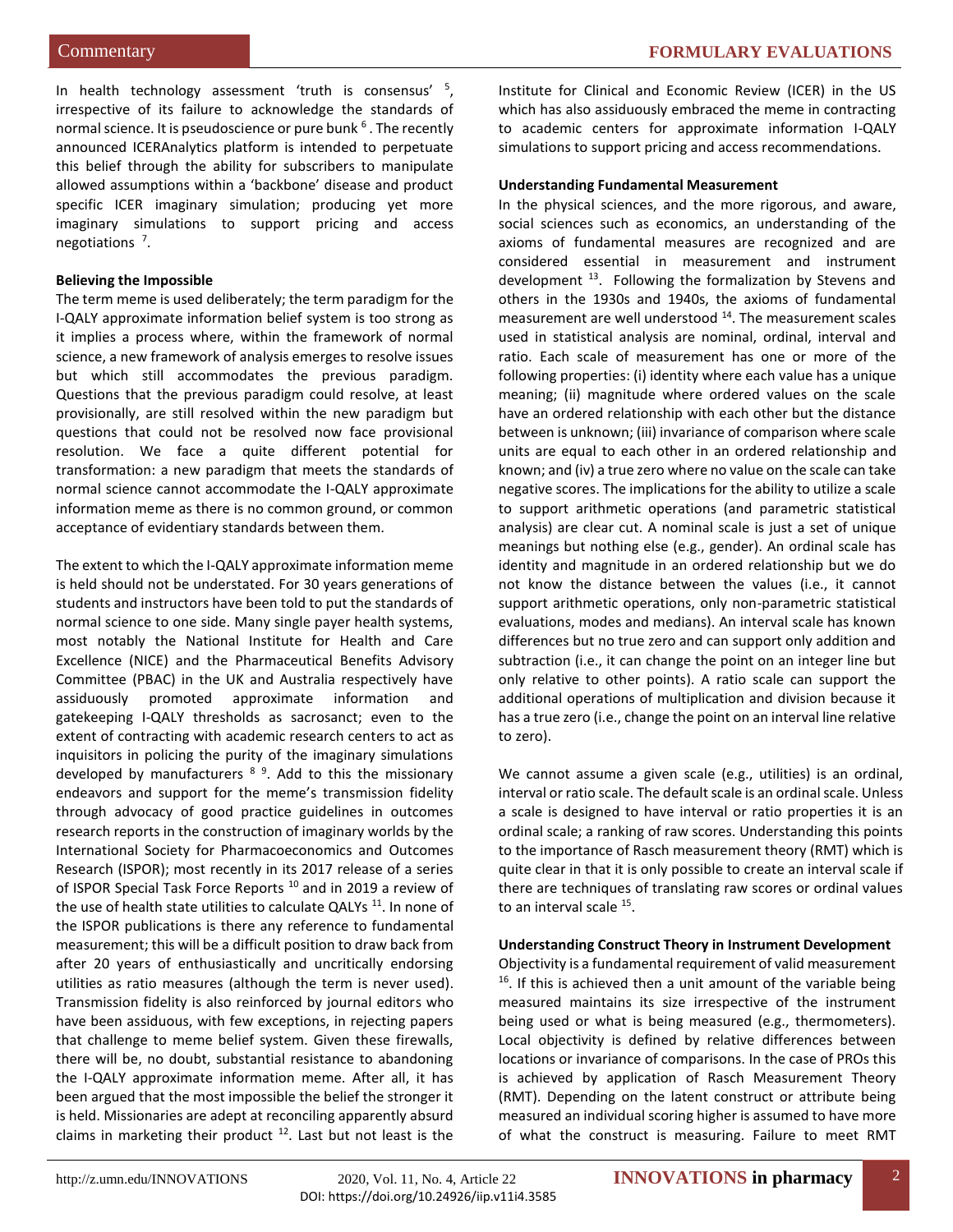In health technology assessment 'truth is consensus' [5], irrespective of its failure to acknowledge the standards of normal science. It is pseudoscience or pure bunk [6]. The recently announced ICERAnalytics platform is intended to perpetuate this belief through the ability for subscribers to manipulate allowed assumptions within a 'backbone' disease and product specific ICER imaginary simulation; producing yet more imaginary simulations to support pricing and access negotiations [7].

**Believing the Impossible**

The term meme is used deliberately; the term paradigm for the I-QALY approximate information belief system is too strong as it implies a process where, within the framework of normal science, a new framework of analysis emerges to resolve issues but which still accommodates the previous paradigm. Questions that the previous paradigm could resolve, at least provisionally, are still resolved within the new paradigm but questions that could not be resolved now face provisional resolution. We face a quite different potential for transformation: a new paradigm that meets the standards of normal science cannot accommodate the I-QALY approximate information meme as there is no common ground, or common acceptance of evidentiary standards between them.

The extent to which the I-QALY approximate information meme is held should not be understated. For 30 years generations of students and instructors have been told to put the standards of normal science to one side. Many single payer health systems, most notably the National Institute for Health and Care Excellence (NICE) and the Pharmaceutical Benefits Advisory Committee (PBAC) in the UK and Australia respectively have assiduously promoted approximate information and gatekeeping I-QALY thresholds as sacrosanct; even to the extent of contracting with academic research centers to act as inquisitors in policing the purity of the imaginary simulations developed by manufacturers [8,9]. Add to this the missionary endeavors and support for the meme's transmission fidelity through advocacy of good practice guidelines in outcomes research reports in the construction of imaginary worlds by the International Society for Pharmacoeconomics and Outcomes Research (ISPOR); most recently in its 2017 release of a series of ISPOR Special Task Force Reports [10] and in 2019 a review of the use of health state utilities to calculate QALYs [11]. In none of the ISPOR publications is there any reference to fundamental measurement; this will be a difficult position to draw back from after 20 years of enthusiastically and uncritically endorsing utilities as ratio measures (although the term is never used). Transmission fidelity is also reinforced by journal editors who have been assiduous, with few exceptions, in rejecting papers that challenge to meme belief system. Given these firewalls, there will be, no doubt, substantial resistance to abandoning the I-QALY approximate information meme. After all, it has been argued that the most impossible the belief the stronger it is held. Missionaries are adept at reconciling apparently absurd claims in marketing their product [12]. Last but not least is the Institute for Clinical and Economic Review (ICER) in the US which has also assiduously embraced the meme in contracting to academic centers for approximate information I-QALY simulations to support pricing and access recommendations.

**Understanding Fundamental Measurement**

In the physical sciences, and the more rigorous, and aware, social sciences such as economics, an understanding of the axioms of fundamental measures are recognized and are considered essential in measurement and instrument development [13]. Following the formalization by Stevens and others in the 1930s and 1940s, the axioms of fundamental measurement are well understood [14]. The measurement scales used in statistical analysis are nominal, ordinal, interval and ratio. Each scale of measurement has one or more of the following properties: (i) identity where each value has a unique meaning; (ii) magnitude where ordered values on the scale have an ordered relationship with each other but the distance between is unknown; (iii) invariance of comparison where scale units are equal to each other in an ordered relationship and known; and (iv) a true zero where no value on the scale can take negative scores. The implications for the ability to utilize a scale to support arithmetic operations (and parametric statistical analysis) are clear cut. A nominal scale is just a set of unique meanings but nothing else (e.g., gender). An ordinal scale has identity and magnitude in an ordered relationship but we do not know the distance between the values (i.e., it cannot support arithmetic operations, only non-parametric statistical evaluations, modes and medians). An interval scale has known differences but no true zero and can support only addition and subtraction (i.e., it can change the point on an integer line but only relative to other points). A ratio scale can support the additional operations of multiplication and division because it has a true zero (i.e., change the point on an interval line relative to zero).

We cannot assume a given scale (e.g., utilities) is an ordinal, interval or ratio scale. The default scale is an ordinal scale. Unless a scale is designed to have interval or ratio properties it is an ordinal scale; a ranking of raw scores. Understanding this points to the importance of Rasch measurement theory (RMT) which is quite clear in that it is only possible to create an interval scale if there are techniques of translating raw scores or ordinal values to an interval scale [15].

**Understanding Construct Theory in Instrument Development**

Objectivity is a fundamental requirement of valid measurement [16]. If this is achieved then a unit amount of the variable being measured maintains its size irrespective of the instrument being used or what is being measured (e.g., thermometers). Local objectivity is defined by relative differences between locations or invariance of comparisons. In the case of PROs this is achieved by application of Rasch Measurement Theory (RMT). Depending on the latent construct or attribute being measured an individual scoring higher is assumed to have more of what the construct is measuring. Failure to meet RMT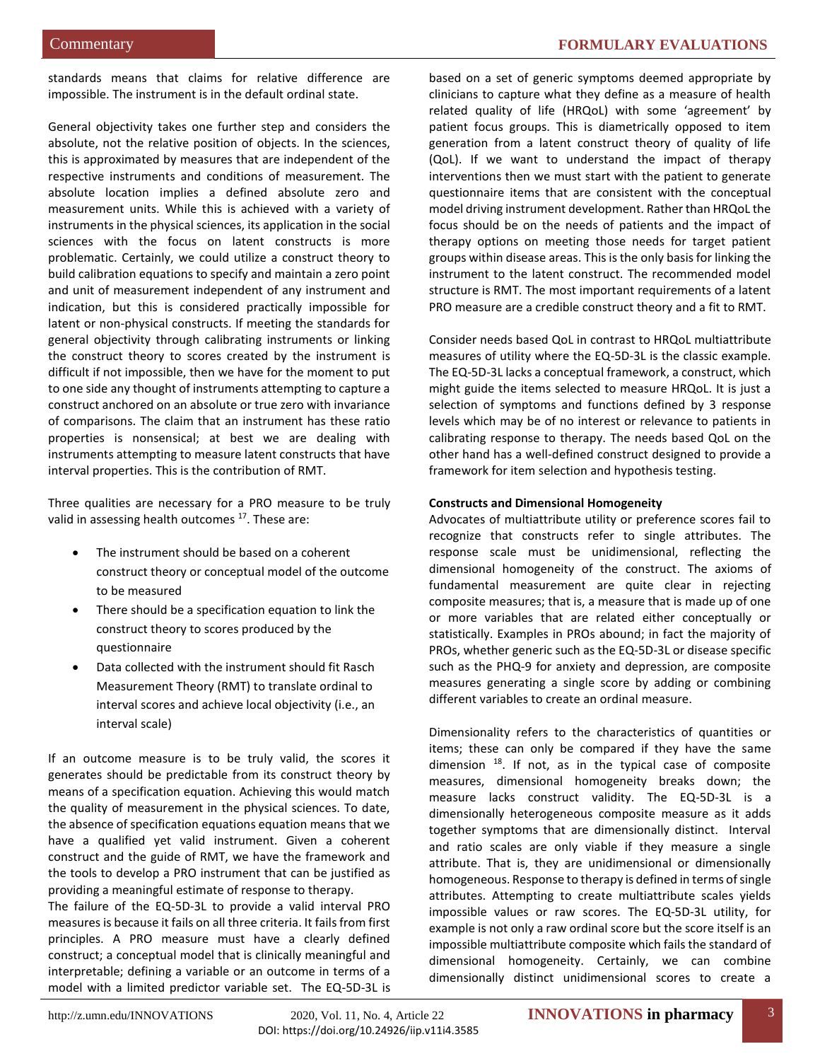standards means that claims for relative difference are impossible. The instrument is in the default ordinal state.

General objectivity takes one further step and considers the absolute, not the relative position of objects. In the sciences, this is approximated by measures that are independent of the respective instruments and conditions of measurement. The absolute location implies a defined absolute zero and measurement units. While this is achieved with a variety of instruments in the physical sciences, its application in the social sciences with the focus on latent constructs is more problematic. Certainly, we could utilize a construct theory to build calibration equations to specify and maintain a zero point and unit of measurement independent of any instrument and indication, but this is considered practically impossible for latent or non-physical constructs. If meeting the standards for general objectivity through calibrating instruments or linking the construct theory to scores created by the instrument is difficult if not impossible, then we have for the moment to put to one side any thought of instruments attempting to capture a construct anchored on an absolute or true zero with invariance of comparisons. The claim that an instrument has these ratio properties is nonsensical; at best we are dealing with instruments attempting to measure latent constructs that have interval properties. This is the contribution of RMT.

Three qualities are necessary for a PRO measure to be truly valid in assessing health outcomes [17]. These are:

- The instrument should be based on a coherent construct theory or conceptual model of the outcome to be measured
- There should be a specification equation to link the construct theory to scores produced by the questionnaire
- Data collected with the instrument should fit Rasch Measurement Theory (RMT) to translate ordinal to interval scores and achieve local objectivity (i.e., an interval scale)

If an outcome measure is to be truly valid, the scores it generates should be predictable from its construct theory by means of a specification equation. Achieving this would match the quality of measurement in the physical sciences. To date, the absence of specification equations equation means that we have a qualified yet valid instrument. Given a coherent construct and the guide of RMT, we have the framework and the tools to develop a PRO instrument that can be justified as providing a meaningful estimate of response to therapy.

The failure of the EQ-5D-3L to provide a valid interval PRO measures is because it fails on all three criteria. It fails from first principles. A PRO measure must have a clearly defined construct; a conceptual model that is clinically meaningful and interpretable; defining a variable or an outcome in terms of a model with a limited predictor variable set. The EQ-5D-3L is based on a set of generic symptoms deemed appropriate by clinicians to capture what they define as a measure of health related quality of life (HRQoL) with some 'agreement' by patient focus groups. This is diametrically opposed to item generation from a latent construct theory of quality of life (QoL). If we want to understand the impact of therapy interventions then we must start with the patient to generate questionnaire items that are consistent with the conceptual model driving instrument development. Rather than HRQoL the focus should be on the needs of patients and the impact of therapy options on meeting those needs for target patient groups within disease areas. This is the only basis for linking the instrument to the latent construct. The recommended model structure is RMT. The most important requirements of a latent PRO measure are a credible construct theory and a fit to RMT.

Consider needs based QoL in contrast to HRQoL multiattribute measures of utility where the EQ-5D-3L is the classic example. The EQ-5D-3L lacks a conceptual framework, a construct, which might guide the items selected to measure HRQoL. It is just a selection of symptoms and functions defined by 3 response levels which may be of no interest or relevance to patients in calibrating response to therapy. The needs based QoL on the other hand has a well-defined construct designed to provide a framework for item selection and hypothesis testing.

**Constructs and Dimensional Homogeneity**

Advocates of multiattribute utility or preference scores fail to recognize that constructs refer to single attributes. The response scale must be unidimensional, reflecting the dimensional homogeneity of the construct. The axioms of fundamental measurement are quite clear in rejecting composite measures; that is, a measure that is made up of one or more variables that are related either conceptually or statistically. Examples in PROs abound; in fact the majority of PROs, whether generic such as the EQ-5D-3L or disease specific such as the PHQ-9 for anxiety and depression, are composite measures generating a single score by adding or combining different variables to create an ordinal measure.

Dimensionality refers to the characteristics of quantities or items; these can only be compared if they have the same dimension [18]. If not, as in the typical case of composite measures, dimensional homogeneity breaks down; the measure lacks construct validity. The EQ-5D-3L is a dimensionally heterogeneous composite measure as it adds together symptoms that are dimensionally distinct. Interval and ratio scales are only viable if they measure a single attribute. That is, they are unidimensional or dimensionally homogeneous. Response to therapy is defined in terms of single attributes. Attempting to create multiattribute scales yields impossible values or raw scores. The EQ-5D-3L utility, for example is not only a raw ordinal score but the score itself is an impossible multiattribute composite which fails the standard of dimensional homogeneity. Certainly, we can combine dimensionally distinct unidimensional scores to create a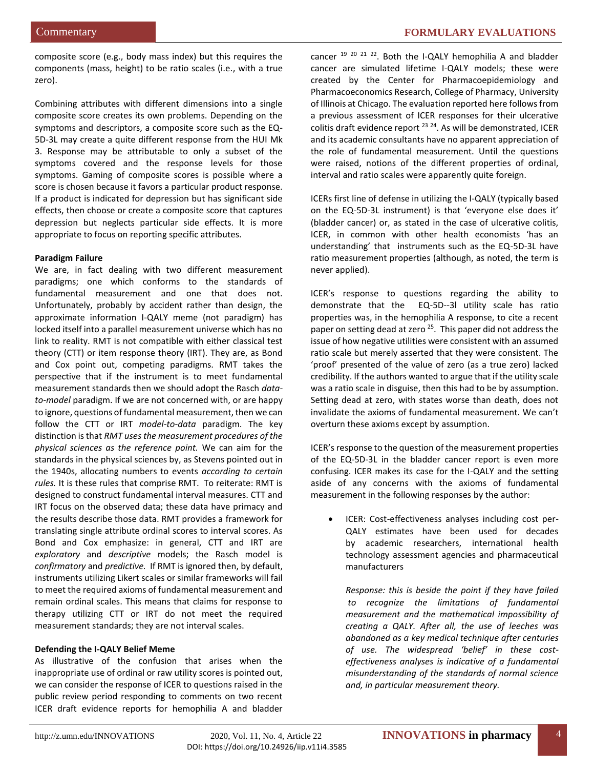composite score (e.g., body mass index) but this requires the components (mass, height) to be ratio scales (i.e., with a true zero).

Combining attributes with different dimensions into a single composite score creates its own problems. Depending on the symptoms and descriptors, a composite score such as the EQ-5D-3L may create a quite different response from the HUI Mk 3. Response may be attributable to only a subset of the symptoms covered and the response levels for those symptoms. Gaming of composite scores is possible where a score is chosen because it favors a particular product response. If a product is indicated for depression but has significant side effects, then choose or create a composite score that captures depression but neglects particular side effects. It is more appropriate to focus on reporting specific attributes.

**Paradigm Failure**

We are, in fact dealing with two different measurement paradigms; one which conforms to the standards of fundamental measurement and one that does not. Unfortunately, probably by accident rather than design, the approximate information I-QALY meme (not paradigm) has locked itself into a parallel measurement universe which has no link to reality. RMT is not compatible with either classical test theory (CTT) or item response theory (IRT). They are, as Bond and Cox point out, competing paradigms. RMT takes the perspective that if the instrument is to meet fundamental measurement standards then we should adopt the Rasch *data-to-model* paradigm. If we are not concerned with, or are happy to ignore, questions of fundamental measurement, then we can follow the CTT or IRT *model-to-data* paradigm. The key distinction is that *RMT uses the measurement procedures of the physical sciences as the reference point.* We can aim for the standards in the physical sciences by, as Stevens pointed out in the 1940s, allocating numbers to events *according to certain rules.* It is these rules that comprise RMT. To reiterate: RMT is designed to construct fundamental interval measures. CTT and IRT focus on the observed data; these data have primacy and the results describe those data. RMT provides a framework for translating single attribute ordinal scores to interval scores. As Bond and Cox emphasize: in general, CTT and IRT are *exploratory* and *descriptive* models; the Rasch model is *confirmatory* and *predictive.* If RMT is ignored then, by default, instruments utilizing Likert scales or similar frameworks will fail to meet the required axioms of fundamental measurement and remain ordinal scales. This means that claims for response to therapy utilizing CTT or IRT do not meet the required measurement standards; they are not interval scales.

**Defending the I-QALY Belief Meme**

As illustrative of the confusion that arises when the inappropriate use of ordinal or raw utility scores is pointed out, we can consider the response of ICER to questions raised in the public review period responding to comments on two recent ICER draft evidence reports for hemophilia A and bladder cancer [19 20 21 22]. Both the I-QALY hemophilia A and bladder cancer are simulated lifetime I-QALY models; these were created by the Center for Pharmacoepidemiology and Pharmacoeconomics Research, College of Pharmacy, University of Illinois at Chicago. The evaluation reported here follows from a previous assessment of ICER responses for their ulcerative colitis draft evidence report [23 24]. As will be demonstrated, ICER and its academic consultants have no apparent appreciation of the role of fundamental measurement. Until the questions were raised, notions of the different properties of ordinal, interval and ratio scales were apparently quite foreign.

ICERs first line of defense in utilizing the I-QALY (typically based on the EQ-5D-3L instrument) is that 'everyone else does it' (bladder cancer) or, as stated in the case of ulcerative colitis, ICER, in common with other health economists 'has an understanding' that instruments such as the EQ-5D-3L have ratio measurement properties (although, as noted, the term is never applied).

ICER's response to questions regarding the ability to demonstrate that the EQ-5D--3l utility scale has ratio properties was, in the hemophilia A response, to cite a recent paper on setting dead at zero [25]. This paper did not address the issue of how negative utilities were consistent with an assumed ratio scale but merely asserted that they were consistent. The 'proof' presented of the value of zero (as a true zero) lacked credibility. If the authors wanted to argue that if the utility scale was a ratio scale in disguise, then this had to be by assumption. Setting dead at zero, with states worse than death, does not invalidate the axioms of fundamental measurement. We can't overturn these axioms except by assumption.

ICER's response to the question of the measurement properties of the EQ-5D-3L in the bladder cancer report is even more confusing. ICER makes its case for the I-QALY and the setting aside of any concerns with the axioms of fundamental measurement in the following responses by the author:

- ICER: Cost-effectiveness analyses including cost per-QALY estimates have been used for decades by academic researchers, international health technology assessment agencies and pharmaceutical manufacturers

  *Response: this is beside the point if they have failed to recognize the limitations of fundamental measurement and the mathematical impossibility of creating a QALY. After all, the use of leeches was abandoned as a key medical technique after centuries of use. The widespread 'belief' in these cost-effectiveness analyses is indicative of a fundamental misunderstanding of the standards of normal science and, in particular measurement theory.*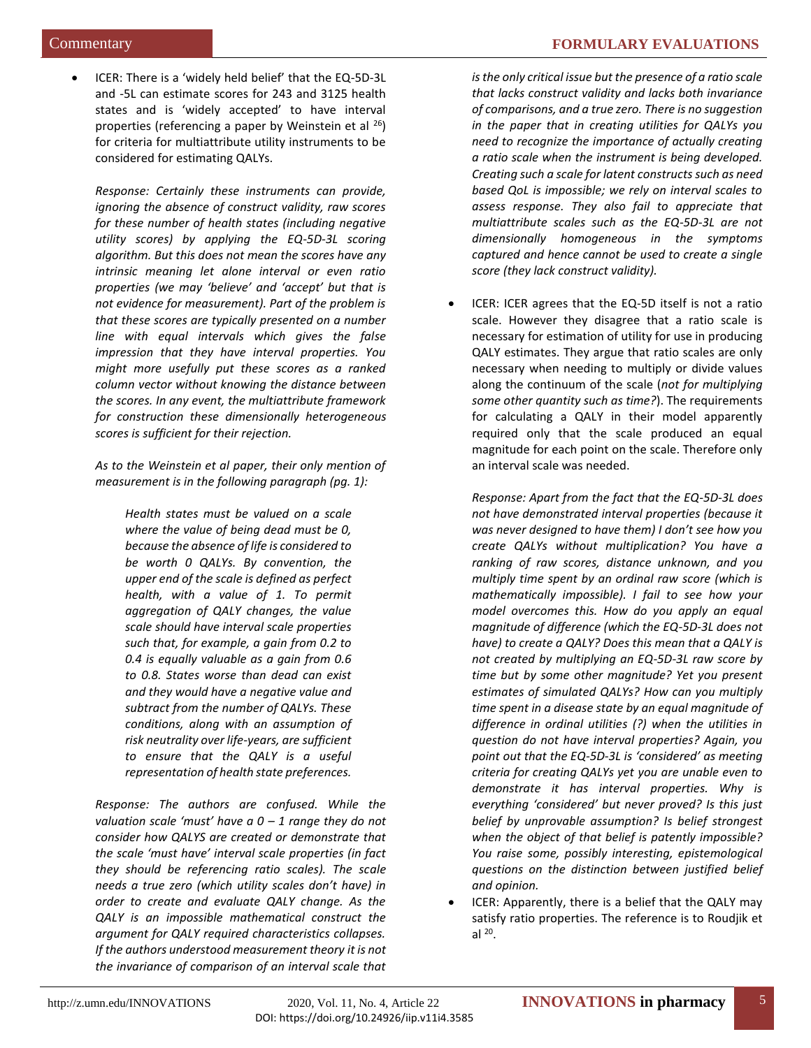- ICER: There is a 'widely held belief' that the EQ-5D-3L and -5L can estimate scores for 243 and 3125 health states and is 'widely accepted' to have interval properties (referencing a paper by Weinstein et al [26]) for criteria for multiattribute utility instruments to be considered for estimating QALYs.

  *Response: Certainly these instruments can provide, ignoring the absence of construct validity, raw scores for these number of health states (including negative utility scores) by applying the EQ-5D-3L scoring algorithm. But this does not mean the scores have any intrinsic meaning let alone interval or even ratio properties (we may 'believe' and 'accept' but that is not evidence for measurement). Part of the problem is that these scores are typically presented on a number line with equal intervals which gives the false impression that they have interval properties. You might more usefully put these scores as a ranked column vector without knowing the distance between the scores. In any event, the multiattribute framework for construction these dimensionally heterogeneous scores is sufficient for their rejection.*

  *As to the Weinstein et al paper, their only mention of measurement is in the following paragraph (pg. 1):*

  > *Health states must be valued on a scale where the value of being dead must be 0, because the absence of life is considered to be worth 0 QALYs. By convention, the upper end of the scale is defined as perfect health, with a value of 1. To permit aggregation of QALY changes, the value scale should have interval scale properties such that, for example, a gain from 0.2 to 0.4 is equally valuable as a gain from 0.6 to 0.8. States worse than dead can exist and they would have a negative value and subtract from the number of QALYs. These conditions, along with an assumption of risk neutrality over life-years, are sufficient to ensure that the QALY is a useful representation of health state preferences.*

  *Response: The authors are confused. While the valuation scale 'must' have a 0 – 1 range they do not consider how QALYS are created or demonstrate that the scale 'must have' interval scale properties (in fact they should be referencing ratio scales). The scale needs a true zero (which utility scales don't have) in order to create and evaluate QALY change. As the QALY is an impossible mathematical construct the argument for QALY required characteristics collapses. If the authors understood measurement theory it is not the invariance of comparison of an interval scale that is the only critical issue but the presence of a ratio scale that lacks construct validity and lacks both invariance of comparisons, and a true zero. There is no suggestion in the paper that in creating utilities for QALYs you need to recognize the importance of actually creating a ratio scale when the instrument is being developed. Creating such a scale for latent constructs such as need based QoL is impossible; we rely on interval scales to assess response. They also fail to appreciate that multiattribute scales such as the EQ-5D-3L are not dimensionally homogeneous in the symptoms captured and hence cannot be used to create a single score (they lack construct validity).*

- ICER: ICER agrees that the EQ-5D itself is not a ratio scale. However they disagree that a ratio scale is necessary for estimation of utility for use in producing QALY estimates. They argue that ratio scales are only necessary when needing to multiply or divide values along the continuum of the scale (*not for multiplying some other quantity such as time?*). The requirements for calculating a QALY in their model apparently required only that the scale produced an equal magnitude for each point on the scale. Therefore only an interval scale was needed.

  *Response: Apart from the fact that the EQ-5D-3L does not have demonstrated interval properties (because it was never designed to have them) I don't see how you create QALYs without multiplication? You have a ranking of raw scores, distance unknown, and you multiply time spent by an ordinal raw score (which is mathematically impossible). I fail to see how your model overcomes this. How do you apply an equal magnitude of difference (which the EQ-5D-3L does not have) to create a QALY? Does this mean that a QALY is not created by multiplying an EQ-5D-3L raw score by time but by some other magnitude? Yet you present estimates of simulated QALYs? How can you multiply time spent in a disease state by an equal magnitude of difference in ordinal utilities (?) when the utilities in question do not have interval properties? Again, you point out that the EQ-5D-3L is 'considered' as meeting criteria for creating QALYs yet you are unable even to demonstrate it has interval properties. Why is everything 'considered' but never proved? Is this just belief by unprovable assumption? Is belief strongest when the object of that belief is patently impossible? You raise some, possibly interesting, epistemological questions on the distinction between justified belief and opinion.*

- ICER: Apparently, there is a belief that the QALY may satisfy ratio properties. The reference is to Roudjik et al [20].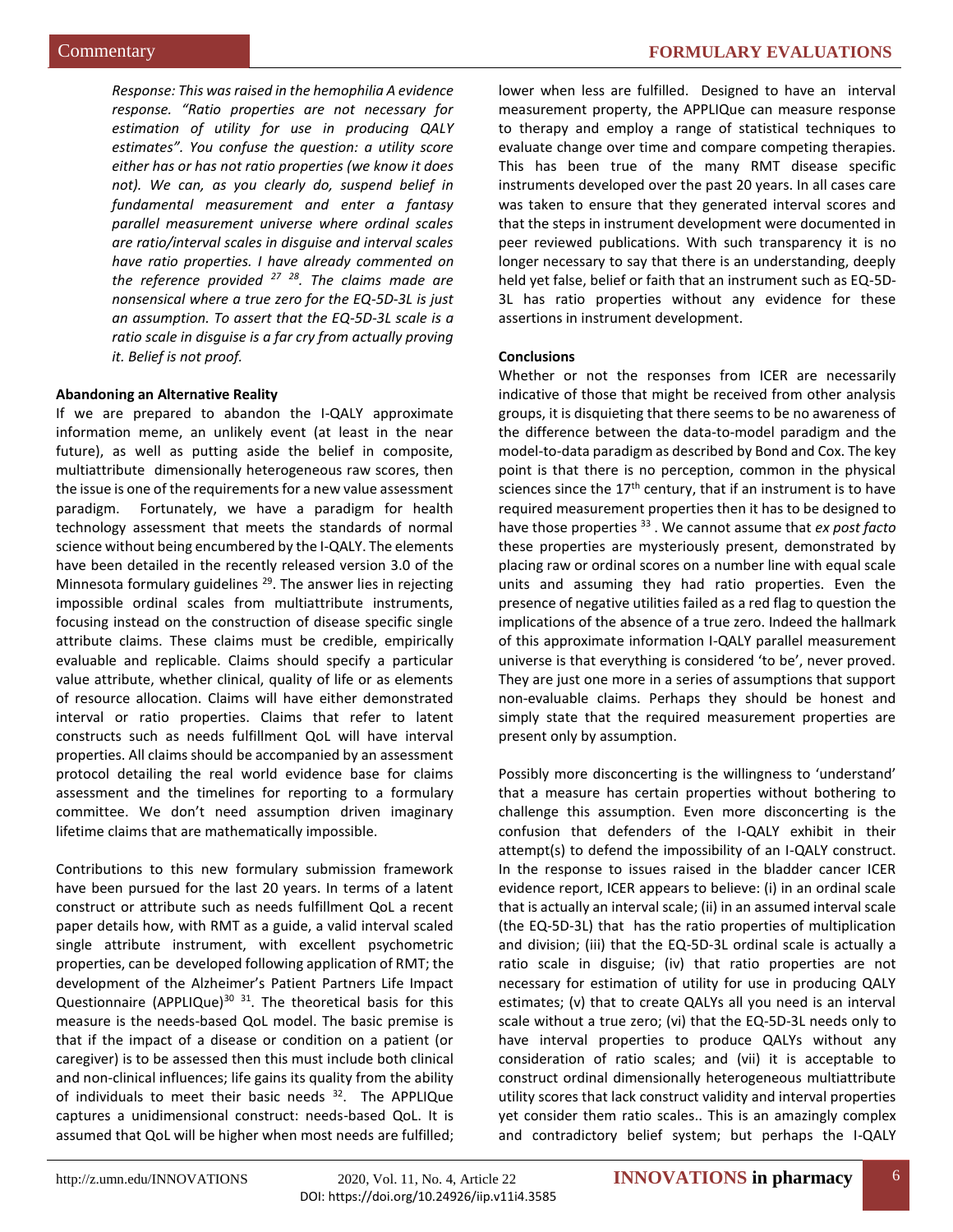*Response: This was raised in the hemophilia A evidence response. "Ratio properties are not necessary for estimation of utility for use in producing QALY estimates". You confuse the question: a utility score either has or has not ratio properties (we know it does not). We can, as you clearly do, suspend belief in fundamental measurement and enter a fantasy parallel measurement universe where ordinal scales are ratio/interval scales in disguise and interval scales have ratio properties. I have already commented on the reference provided [27 28]. The claims made are nonsensical where a true zero for the EQ-5D-3L is just an assumption. To assert that the EQ-5D-3L scale is a ratio scale in disguise is a far cry from actually proving it. Belief is not proof.*

**Abandoning an Alternative Reality**

If we are prepared to abandon the I-QALY approximate information meme, an unlikely event (at least in the near future), as well as putting aside the belief in composite, multiattribute dimensionally heterogeneous raw scores, then the issue is one of the requirements for a new value assessment paradigm. Fortunately, we have a paradigm for health technology assessment that meets the standards of normal science without being encumbered by the I-QALY. The elements have been detailed in the recently released version 3.0 of the Minnesota formulary guidelines [29]. The answer lies in rejecting impossible ordinal scales from multiattribute instruments, focusing instead on the construction of disease specific single attribute claims. These claims must be credible, empirically evaluable and replicable. Claims should specify a particular value attribute, whether clinical, quality of life or as elements of resource allocation. Claims will have either demonstrated interval or ratio properties. Claims that refer to latent constructs such as needs fulfillment QoL will have interval properties. All claims should be accompanied by an assessment protocol detailing the real world evidence base for claims assessment and the timelines for reporting to a formulary committee. We don't need assumption driven imaginary lifetime claims that are mathematically impossible.

Contributions to this new formulary submission framework have been pursued for the last 20 years. In terms of a latent construct or attribute such as needs fulfillment QoL a recent paper details how, with RMT as a guide, a valid interval scaled single attribute instrument, with excellent psychometric properties, can be developed following application of RMT; the development of the Alzheimer's Patient Partners Life Impact Questionnaire (APPLIQue)[30 31]. The theoretical basis for this measure is the needs-based QoL model. The basic premise is that if the impact of a disease or condition on a patient (or caregiver) is to be assessed then this must include both clinical and non-clinical influences; life gains its quality from the ability of individuals to meet their basic needs [32]. The APPLIQue captures a unidimensional construct: needs-based QoL. It is assumed that QoL will be higher when most needs are fulfilled; lower when less are fulfilled. Designed to have an interval measurement property, the APPLIQue can measure response to therapy and employ a range of statistical techniques to evaluate change over time and compare competing therapies. This has been true of the many RMT disease specific instruments developed over the past 20 years. In all cases care was taken to ensure that they generated interval scores and that the steps in instrument development were documented in peer reviewed publications. With such transparency it is no longer necessary to say that there is an understanding, deeply held yet false, belief or faith that an instrument such as EQ-5D-3L has ratio properties without any evidence for these assertions in instrument development.

**Conclusions**

Whether or not the responses from ICER are necessarily indicative of those that might be received from other analysis groups, it is disquieting that there seems to be no awareness of the difference between the data-to-model paradigm and the model-to-data paradigm as described by Bond and Cox. The key point is that there is no perception, common in the physical sciences since the 17th century, that if an instrument is to have required measurement properties then it has to be designed to have those properties [33]. We cannot assume that *ex post facto* these properties are mysteriously present, demonstrated by placing raw or ordinal scores on a number line with equal scale units and assuming they had ratio properties. Even the presence of negative utilities failed as a red flag to question the implications of the absence of a true zero. Indeed the hallmark of this approximate information I-QALY parallel measurement universe is that everything is considered 'to be', never proved. They are just one more in a series of assumptions that support non-evaluable claims. Perhaps they should be honest and simply state that the required measurement properties are present only by assumption.

Possibly more disconcerting is the willingness to 'understand' that a measure has certain properties without bothering to challenge this assumption. Even more disconcerting is the confusion that defenders of the I-QALY exhibit in their attempt(s) to defend the impossibility of an I-QALY construct. In the response to issues raised in the bladder cancer ICER evidence report, ICER appears to believe: (i) in an ordinal scale that is actually an interval scale; (ii) in an assumed interval scale (the EQ-5D-3L) that has the ratio properties of multiplication and division; (iii) that the EQ-5D-3L ordinal scale is actually a ratio scale in disguise; (iv) that ratio properties are not necessary for estimation of utility for use in producing QALY estimates; (v) that to create QALYs all you need is an interval scale without a true zero; (vi) that the EQ-5D-3L needs only to have interval properties to produce QALYs without any consideration of ratio scales; and (vii) it is acceptable to construct ordinal dimensionally heterogeneous multiattribute utility scores that lack construct validity and interval properties yet consider them ratio scales.. This is an amazingly complex and contradictory belief system; but perhaps the I-QALY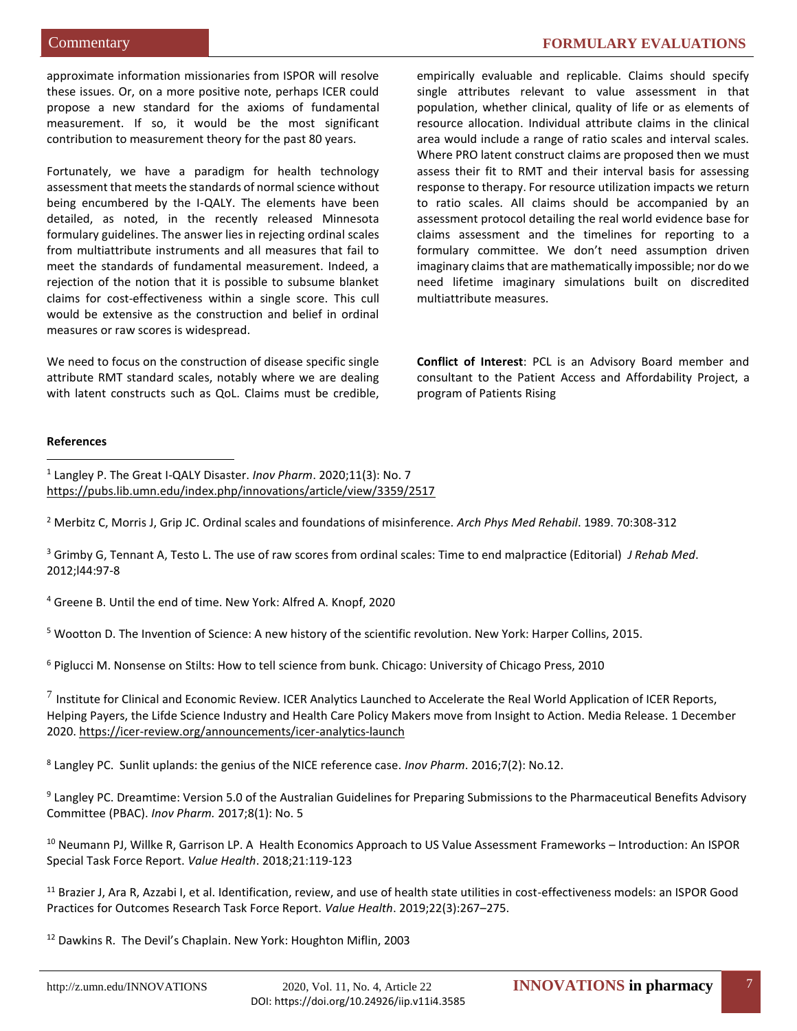approximate information missionaries from ISPOR will resolve these issues. Or, on a more positive note, perhaps ICER could propose a new standard for the axioms of fundamental measurement. If so, it would be the most significant contribution to measurement theory for the past 80 years.

Fortunately, we have a paradigm for health technology assessment that meets the standards of normal science without being encumbered by the I-QALY. The elements have been detailed, as noted, in the recently released Minnesota formulary guidelines. The answer lies in rejecting ordinal scales from multiattribute instruments and all measures that fail to meet the standards of fundamental measurement. Indeed, a rejection of the notion that it is possible to subsume blanket claims for cost-effectiveness within a single score. This cull would be extensive as the construction and belief in ordinal measures or raw scores is widespread.

We need to focus on the construction of disease specific single attribute RMT standard scales, notably where we are dealing with latent constructs such as QoL. Claims must be credible, empirically evaluable and replicable. Claims should specify single attributes relevant to value assessment in that population, whether clinical, quality of life or as elements of resource allocation. Individual attribute claims in the clinical area would include a range of ratio scales and interval scales. Where PRO latent construct claims are proposed then we must assess their fit to RMT and their interval basis for assessing response to therapy. For resource utilization impacts we return to ratio scales. All claims should be accompanied by an assessment protocol detailing the real world evidence base for claims assessment and the timelines for reporting to a formulary committee. We don't need assumption driven imaginary claims that are mathematically impossible; nor do we need lifetime imaginary simulations built on discredited multiattribute measures.

**Conflict of Interest**: PCL is an Advisory Board member and consultant to the Patient Access and Affordability Project, a program of Patients Rising

**References**

[1] Langley P. The Great I-QALY Disaster. *Inov Pharm*. 2020;11(3): No. 7 https://pubs.lib.umn.edu/index.php/innovations/article/view/3359/2517

[2] Merbitz C, Morris J, Grip JC. Ordinal scales and foundations of misinference. *Arch Phys Med Rehabil*. 1989. 70:308-312

[3] Grimby G, Tennant A, Testo L. The use of raw scores from ordinal scales: Time to end malpractice (Editorial) *J Rehab Med*. 2012;l44:97-8

[4] Greene B. Until the end of time. New York: Alfred A. Knopf, 2020

[5] Wootton D. The Invention of Science: A new history of the scientific revolution. New York: Harper Collins, 2015.

[6] Pigliucci M. Nonsense on Stilts: How to tell science from bunk. Chicago: University of Chicago Press, 2010

[7] Institute for Clinical and Economic Review. ICER Analytics Launched to Accelerate the Real World Application of ICER Reports, Helping Payers, the Lifde Science Industry and Health Care Policy Makers move from Insight to Action. Media Release. 1 December 2020. https://icer-review.org/announcements/icer-analytics-launch

[8] Langley PC. Sunlit uplands: the genius of the NICE reference case. *Inov Pharm*. 2016;7(2): No.12.

[9] Langley PC. Dreamtime: Version 5.0 of the Australian Guidelines for Preparing Submissions to the Pharmaceutical Benefits Advisory Committee (PBAC). *Inov Pharm.* 2017;8(1): No. 5

[10] Neumann PJ, Willke R, Garrison LP. A Health Economics Approach to US Value Assessment Frameworks – Introduction: An ISPOR Special Task Force Report. *Value Health*. 2018;21:119-123

[11] Brazier J, Ara R, Azzabi I, et al. Identification, review, and use of health state utilities in cost-effectiveness models: an ISPOR Good Practices for Outcomes Research Task Force Report. *Value Health*. 2019;22(3):267–275.

[12] Dawkins R. The Devil's Chaplain. New York: Houghton Miflin, 2003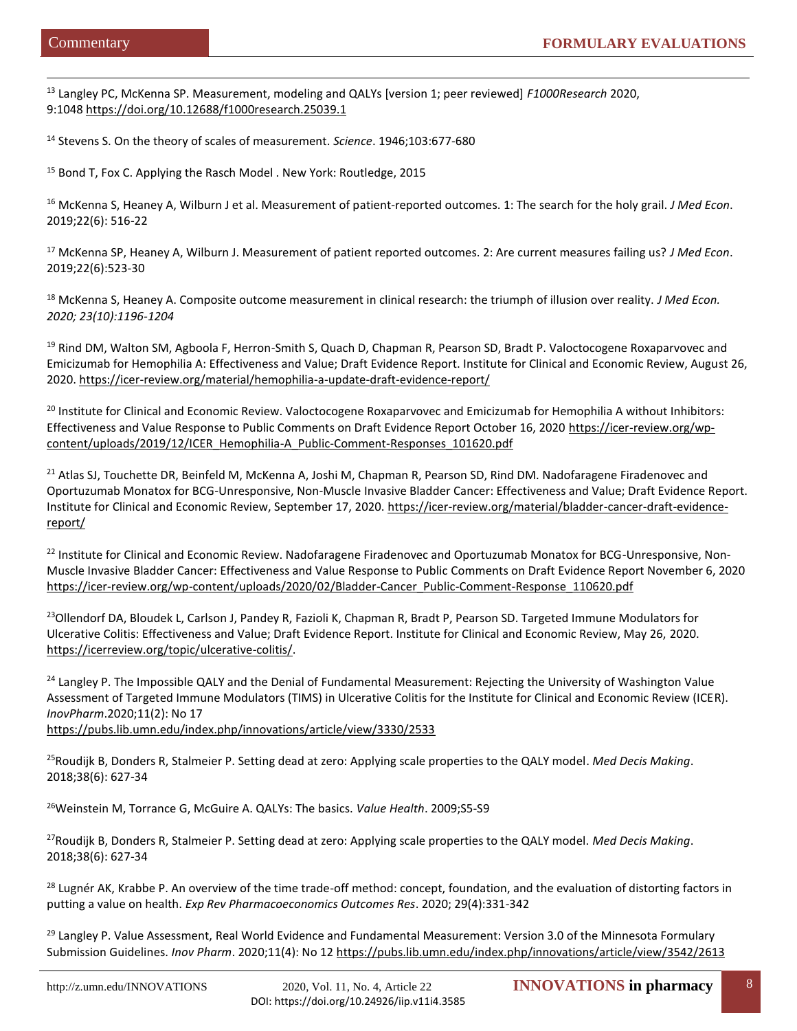[13] Langley PC, McKenna SP. Measurement, modeling and QALYs [version 1; peer reviewed] *F1000Research* 2020, 9:1048 https://doi.org/10.12688/f1000research.25039.1

[14] Stevens S. On the theory of scales of measurement. *Science*. 1946;103:677-680

[15] Bond T, Fox C. Applying the Rasch Model . New York: Routledge, 2015

[16] McKenna S, Heaney A, Wilburn J et al. Measurement of patient-reported outcomes. 1: The search for the holy grail. *J Med Econ*. 2019;22(6): 516-22

[17] McKenna SP, Heaney A, Wilburn J. Measurement of patient reported outcomes. 2: Are current measures failing us? *J Med Econ*. 2019;22(6):523-30

[18] McKenna S, Heaney A. Composite outcome measurement in clinical research: the triumph of illusion over reality. *J Med Econ. 2020; 23(10):1196-1204*

[19] Rind DM, Walton SM, Agboola F, Herron-Smith S, Quach D, Chapman R, Pearson SD, Bradt P. Valoctocogene Roxaparvovec and Emicizumab for Hemophilia A: Effectiveness and Value; Draft Evidence Report. Institute for Clinical and Economic Review, August 26, 2020. https://icer-review.org/material/hemophilia-a-update-draft-evidence-report/

[20] Institute for Clinical and Economic Review. Valoctocogene Roxaparvovec and Emicizumab for Hemophilia A without Inhibitors: Effectiveness and Value Response to Public Comments on Draft Evidence Report October 16, 2020 https://icer-review.org/wp-content/uploads/2019/12/ICER_Hemophilia-A_Public-Comment-Responses_101620.pdf

[21] Atlas SJ, Touchette DR, Beinfeld M, McKenna A, Joshi M, Chapman R, Pearson SD, Rind DM. Nadofaragene Firadenovec and Oportuzumab Monatox for BCG-Unresponsive, Non-Muscle Invasive Bladder Cancer: Effectiveness and Value; Draft Evidence Report. Institute for Clinical and Economic Review, September 17, 2020. https://icer-review.org/material/bladder-cancer-draft-evidence-report/

[22] Institute for Clinical and Economic Review. Nadofaragene Firadenovec and Oportuzumab Monatox for BCG-Unresponsive, Non-Muscle Invasive Bladder Cancer: Effectiveness and Value Response to Public Comments on Draft Evidence Report November 6, 2020 https://icer-review.org/wp-content/uploads/2020/02/Bladder-Cancer_Public-Comment-Response_110620.pdf

[23] Ollendorf DA, Bloudek L, Carlson J, Pandey R, Fazioli K, Chapman R, Bradt P, Pearson SD. Targeted Immune Modulators for Ulcerative Colitis: Effectiveness and Value; Draft Evidence Report. Institute for Clinical and Economic Review, May 26, 2020. https://icerreview.org/topic/ulcerative-colitis/.

[24] Langley P. The Impossible QALY and the Denial of Fundamental Measurement: Rejecting the University of Washington Value Assessment of Targeted Immune Modulators (TIMS) in Ulcerative Colitis for the Institute for Clinical and Economic Review (ICER). *InovPharm*.2020;11(2): No 17
https://pubs.lib.umn.edu/index.php/innovations/article/view/3330/2533

[25] Roudijk B, Donders R, Stalmeier P. Setting dead at zero: Applying scale properties to the QALY model. *Med Decis Making*. 2018;38(6): 627-34

[26] Weinstein M, Torrance G, McGuire A. QALYs: The basics. *Value Health*. 2009;S5-S9

[27] Roudijk B, Donders R, Stalmeier P. Setting dead at zero: Applying scale properties to the QALY model. *Med Decis Making*. 2018;38(6): 627-34

[28] Lugnér AK, Krabbe P. An overview of the time trade-off method: concept, foundation, and the evaluation of distorting factors in putting a value on health. *Exp Rev Pharmacoeconomics Outcomes Res*. 2020; 29(4):331-342

[29] Langley P. Value Assessment, Real World Evidence and Fundamental Measurement: Version 3.0 of the Minnesota Formulary Submission Guidelines. *Inov Pharm*. 2020;11(4): No 12 https://pubs.lib.umn.edu/index.php/innovations/article/view/3542/2613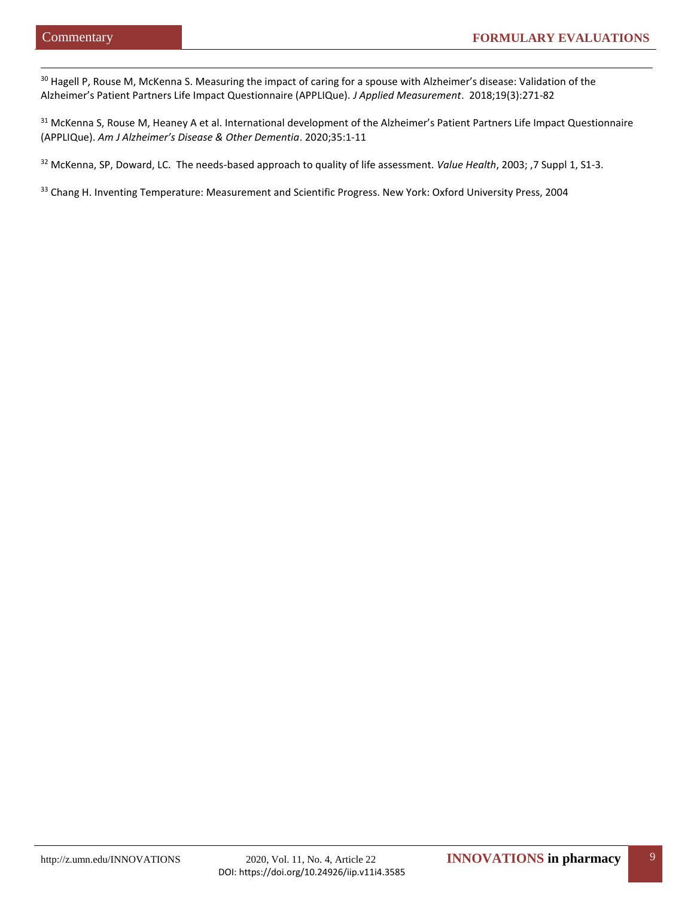[30] Hagell P, Rouse M, McKenna S. Measuring the impact of caring for a spouse with Alzheimer's disease: Validation of the Alzheimer's Patient Partners Life Impact Questionnaire (APPLIQue). *J Applied Measurement*. 2018;19(3):271-82

[31] McKenna S, Rouse M, Heaney A et al. International development of the Alzheimer's Patient Partners Life Impact Questionnaire (APPLIQue). *Am J Alzheimer's Disease & Other Dementia*. 2020;35:1-11

[32] McKenna, SP, Doward, LC. The needs-based approach to quality of life assessment. *Value Health*, 2003; ,7 Suppl 1, S1-3.

[33] Chang H. Inventing Temperature: Measurement and Scientific Progress. New York: Oxford University Press, 2004